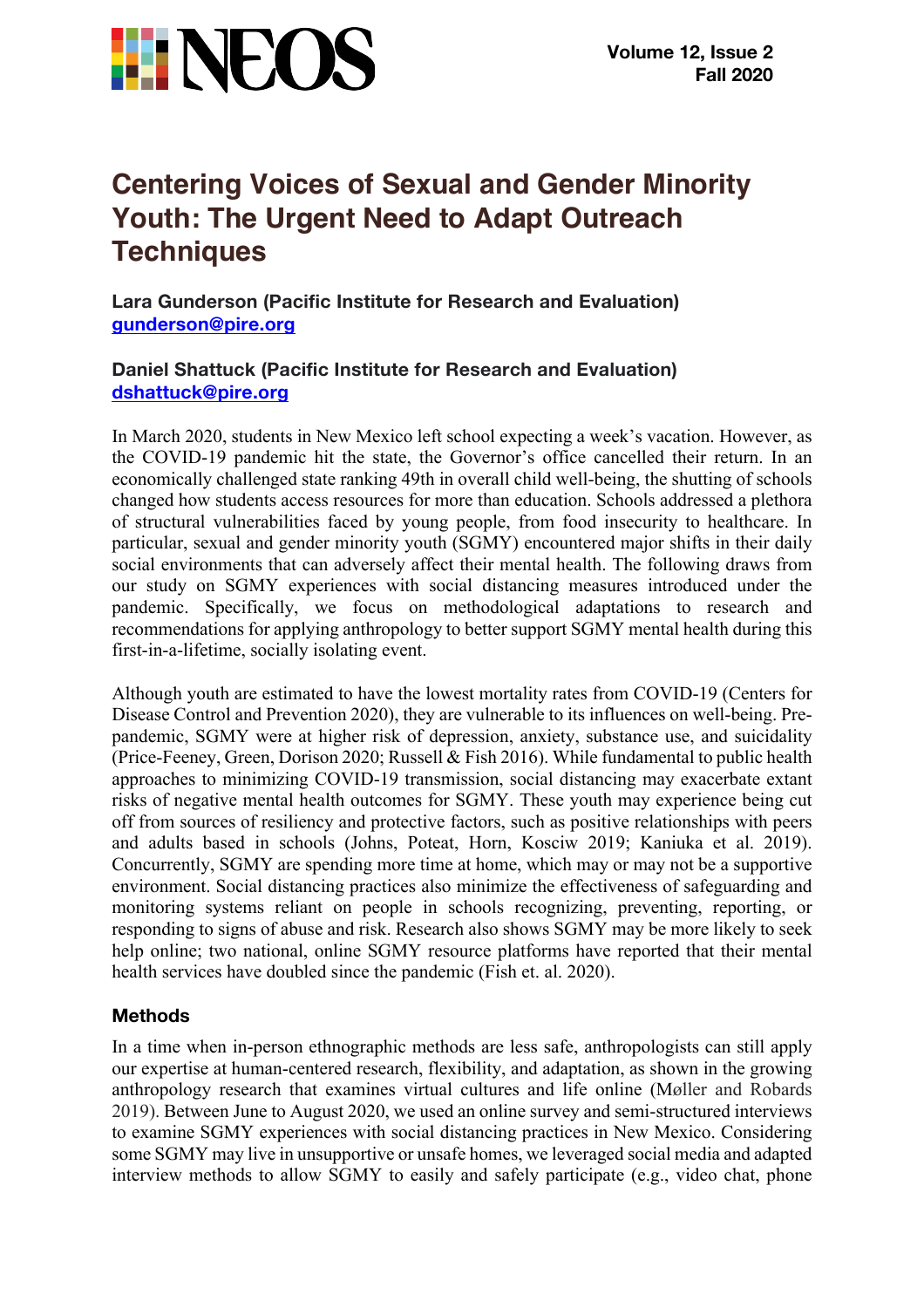# Centering Voices of Sexual and Gender Minority Youth: The Urgent Need to Adapt Outreach Techniques

**Lara Gunderson (Pacific Institute for Research and Evaluation)**
**gunderson@pire.org**

**Daniel Shattuck (Pacific Institute for Research and Evaluation)**
**dshattuck@pire.org**

In March 2020, students in New Mexico left school expecting a week's vacation. However, as the COVID-19 pandemic hit the state, the Governor's office cancelled their return. In an economically challenged state ranking 49th in overall child well-being, the shutting of schools changed how students access resources for more than education. Schools addressed a plethora of structural vulnerabilities faced by young people, from food insecurity to healthcare. In particular, sexual and gender minority youth (SGMY) encountered major shifts in their daily social environments that can adversely affect their mental health. The following draws from our study on SGMY experiences with social distancing measures introduced under the pandemic. Specifically, we focus on methodological adaptations to research and recommendations for applying anthropology to better support SGMY mental health during this first-in-a-lifetime, socially isolating event.

Although youth are estimated to have the lowest mortality rates from COVID-19 (Centers for Disease Control and Prevention 2020), they are vulnerable to its influences on well-being. Pre-pandemic, SGMY were at higher risk of depression, anxiety, substance use, and suicidality (Price-Feeney, Green, Dorison 2020; Russell & Fish 2016). While fundamental to public health approaches to minimizing COVID-19 transmission, social distancing may exacerbate extant risks of negative mental health outcomes for SGMY. These youth may experience being cut off from sources of resiliency and protective factors, such as positive relationships with peers and adults based in schools (Johns, Poteat, Horn, Kosciw 2019; Kaniuka et al. 2019). Concurrently, SGMY are spending more time at home, which may or may not be a supportive environment. Social distancing practices also minimize the effectiveness of safeguarding and monitoring systems reliant on people in schools recognizing, preventing, reporting, or responding to signs of abuse and risk. Research also shows SGMY may be more likely to seek help online; two national, online SGMY resource platforms have reported that their mental health services have doubled since the pandemic (Fish et. al. 2020).

### Methods

In a time when in-person ethnographic methods are less safe, anthropologists can still apply our expertise at human-centered research, flexibility, and adaptation, as shown in the growing anthropology research that examines virtual cultures and life online (Møller and Robards 2019). Between June to August 2020, we used an online survey and semi-structured interviews to examine SGMY experiences with social distancing practices in New Mexico. Considering some SGMY may live in unsupportive or unsafe homes, we leveraged social media and adapted interview methods to allow SGMY to easily and safely participate (e.g., video chat, phone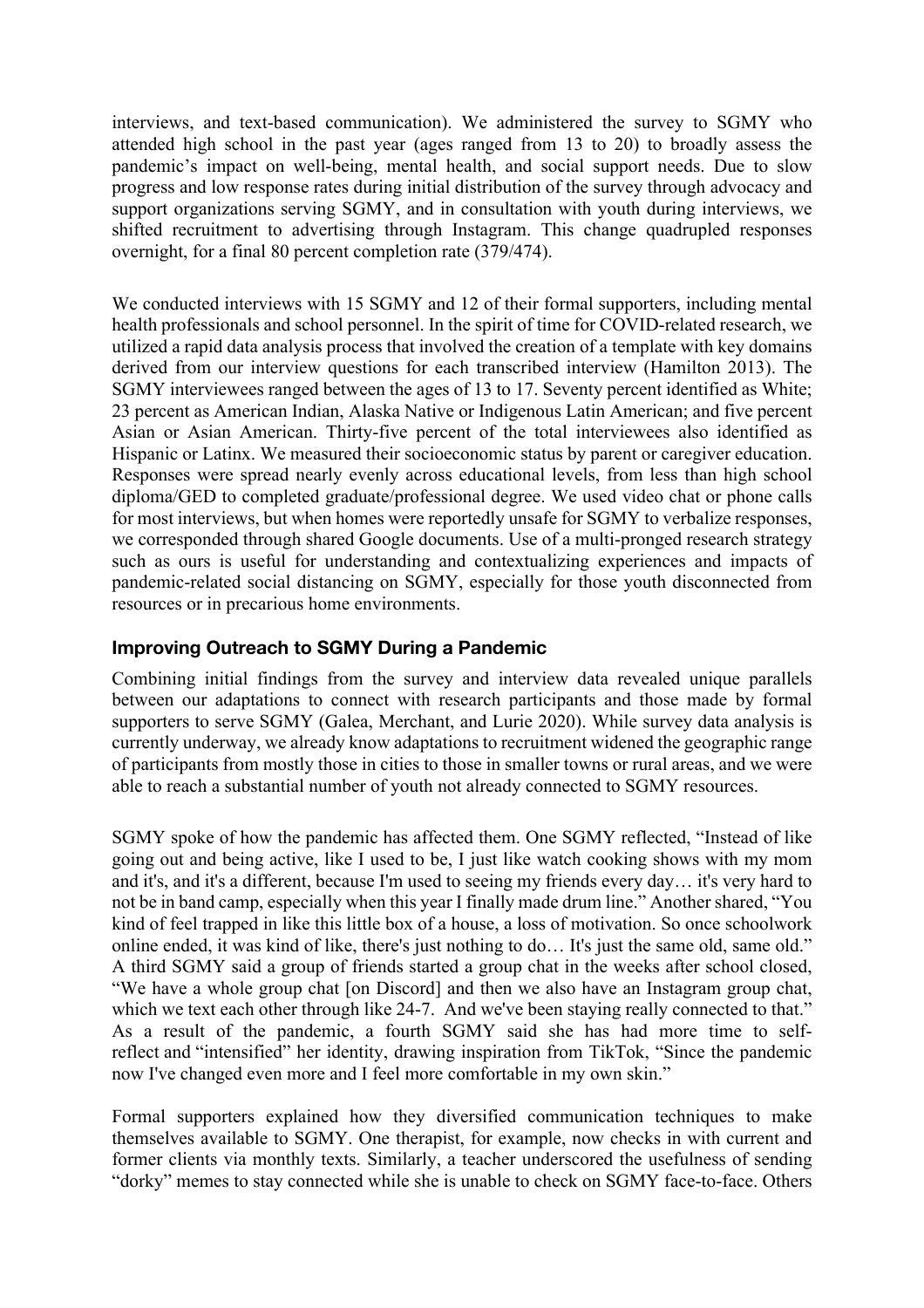interviews, and text-based communication). We administered the survey to SGMY who attended high school in the past year (ages ranged from 13 to 20) to broadly assess the pandemic's impact on well-being, mental health, and social support needs. Due to slow progress and low response rates during initial distribution of the survey through advocacy and support organizations serving SGMY, and in consultation with youth during interviews, we shifted recruitment to advertising through Instagram. This change quadrupled responses overnight, for a final 80 percent completion rate (379/474).

We conducted interviews with 15 SGMY and 12 of their formal supporters, including mental health professionals and school personnel. In the spirit of time for COVID-related research, we utilized a rapid data analysis process that involved the creation of a template with key domains derived from our interview questions for each transcribed interview (Hamilton 2013). The SGMY interviewees ranged between the ages of 13 to 17. Seventy percent identified as White; 23 percent as American Indian, Alaska Native or Indigenous Latin American; and five percent Asian or Asian American. Thirty-five percent of the total interviewees also identified as Hispanic or Latinx. We measured their socioeconomic status by parent or caregiver education. Responses were spread nearly evenly across educational levels, from less than high school diploma/GED to completed graduate/professional degree. We used video chat or phone calls for most interviews, but when homes were reportedly unsafe for SGMY to verbalize responses, we corresponded through shared Google documents. Use of a multi-pronged research strategy such as ours is useful for understanding and contextualizing experiences and impacts of pandemic-related social distancing on SGMY, especially for those youth disconnected from resources or in precarious home environments.

## Improving Outreach to SGMY During a Pandemic

Combining initial findings from the survey and interview data revealed unique parallels between our adaptations to connect with research participants and those made by formal supporters to serve SGMY (Galea, Merchant, and Lurie 2020). While survey data analysis is currently underway, we already know adaptations to recruitment widened the geographic range of participants from mostly those in cities to those in smaller towns or rural areas, and we were able to reach a substantial number of youth not already connected to SGMY resources.

SGMY spoke of how the pandemic has affected them. One SGMY reflected, "Instead of like going out and being active, like I used to be, I just like watch cooking shows with my mom and it's, and it's a different, because I'm used to seeing my friends every day… it's very hard to not be in band camp, especially when this year I finally made drum line." Another shared, "You kind of feel trapped in like this little box of a house, a loss of motivation. So once schoolwork online ended, it was kind of like, there's just nothing to do… It's just the same old, same old." A third SGMY said a group of friends started a group chat in the weeks after school closed, "We have a whole group chat [on Discord] and then we also have an Instagram group chat, which we text each other through like 24-7. And we've been staying really connected to that." As a result of the pandemic, a fourth SGMY said she has had more time to self-reflect and "intensified" her identity, drawing inspiration from TikTok, "Since the pandemic now I've changed even more and I feel more comfortable in my own skin."

Formal supporters explained how they diversified communication techniques to make themselves available to SGMY. One therapist, for example, now checks in with current and former clients via monthly texts. Similarly, a teacher underscored the usefulness of sending "dorky" memes to stay connected while she is unable to check on SGMY face-to-face. Others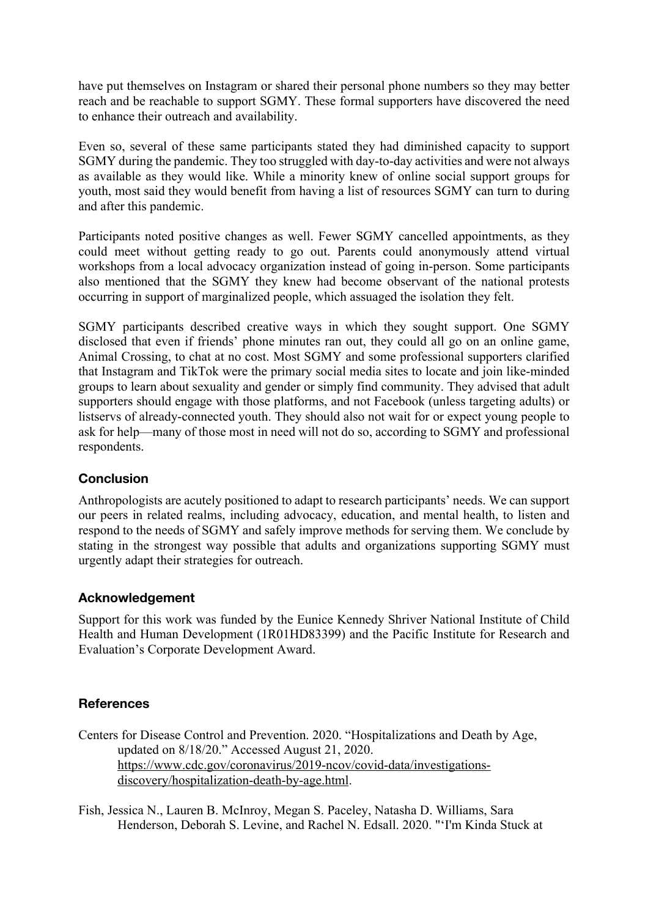have put themselves on Instagram or shared their personal phone numbers so they may better reach and be reachable to support SGMY. These formal supporters have discovered the need to enhance their outreach and availability.

Even so, several of these same participants stated they had diminished capacity to support SGMY during the pandemic. They too struggled with day-to-day activities and were not always as available as they would like. While a minority knew of online social support groups for youth, most said they would benefit from having a list of resources SGMY can turn to during and after this pandemic.

Participants noted positive changes as well. Fewer SGMY cancelled appointments, as they could meet without getting ready to go out. Parents could anonymously attend virtual workshops from a local advocacy organization instead of going in-person. Some participants also mentioned that the SGMY they knew had become observant of the national protests occurring in support of marginalized people, which assuaged the isolation they felt.

SGMY participants described creative ways in which they sought support. One SGMY disclosed that even if friends' phone minutes ran out, they could all go on an online game, Animal Crossing, to chat at no cost. Most SGMY and some professional supporters clarified that Instagram and TikTok were the primary social media sites to locate and join like-minded groups to learn about sexuality and gender or simply find community. They advised that adult supporters should engage with those platforms, and not Facebook (unless targeting adults) or listservs of already-connected youth. They should also not wait for or expect young people to ask for help—many of those most in need will not do so, according to SGMY and professional respondents.

## Conclusion

Anthropologists are acutely positioned to adapt to research participants' needs. We can support our peers in related realms, including advocacy, education, and mental health, to listen and respond to the needs of SGMY and safely improve methods for serving them. We conclude by stating in the strongest way possible that adults and organizations supporting SGMY must urgently adapt their strategies for outreach.

## Acknowledgement

Support for this work was funded by the Eunice Kennedy Shriver National Institute of Child Health and Human Development (1R01HD83399) and the Pacific Institute for Research and Evaluation's Corporate Development Award.

## References

Centers for Disease Control and Prevention. 2020. "Hospitalizations and Death by Age, updated on 8/18/20." Accessed August 21, 2020. https://www.cdc.gov/coronavirus/2019-ncov/covid-data/investigations-discovery/hospitalization-death-by-age.html.

Fish, Jessica N., Lauren B. McInroy, Megan S. Paceley, Natasha D. Williams, Sara Henderson, Deborah S. Levine, and Rachel N. Edsall. 2020. "'I'm Kinda Stuck at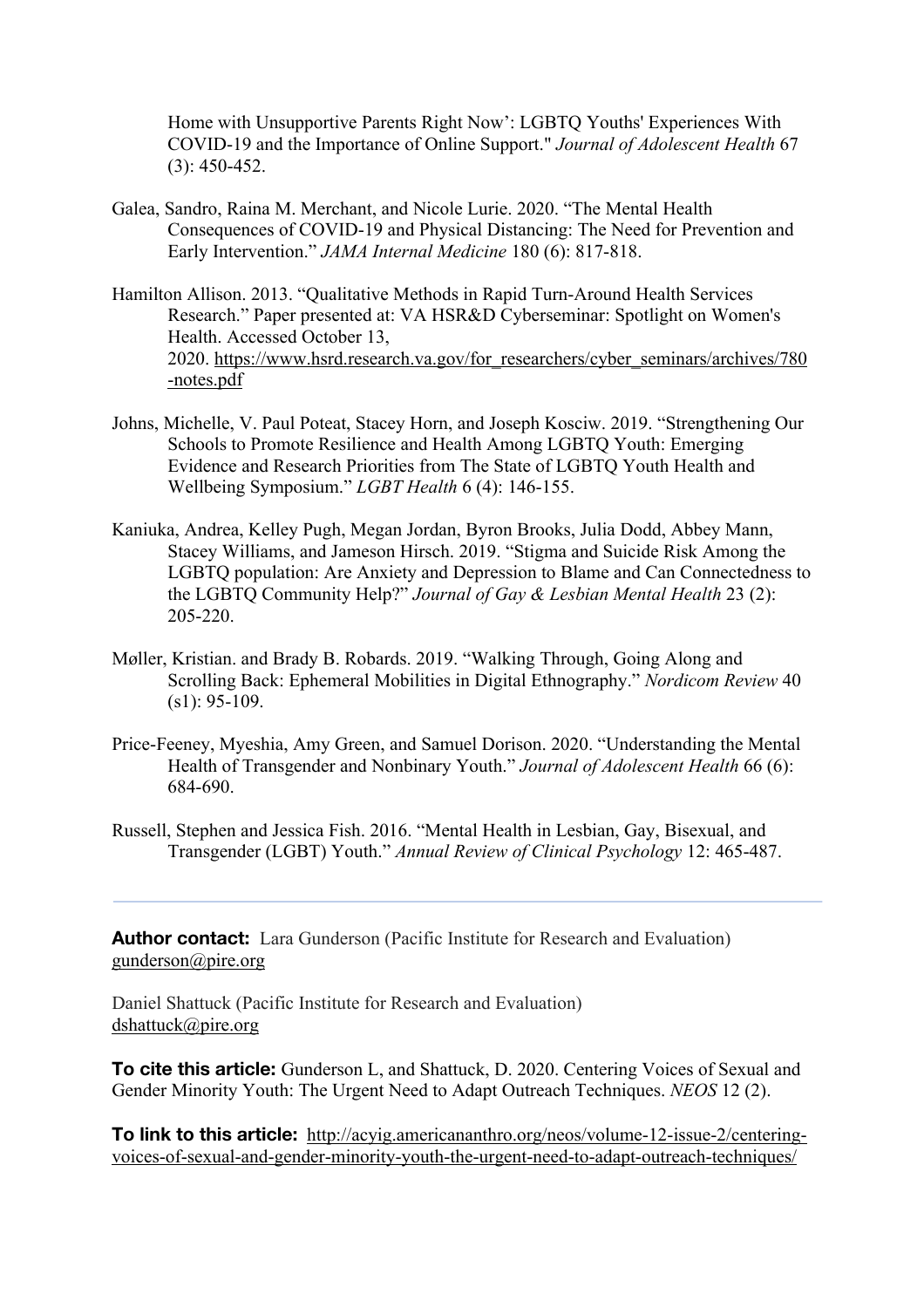Home with Unsupportive Parents Right Now': LGBTQ Youths' Experiences With COVID-19 and the Importance of Online Support." *Journal of Adolescent Health* 67 (3): 450-452.

Galea, Sandro, Raina M. Merchant, and Nicole Lurie. 2020. "The Mental Health Consequences of COVID-19 and Physical Distancing: The Need for Prevention and Early Intervention." *JAMA Internal Medicine* 180 (6): 817-818.

Hamilton Allison. 2013. "Qualitative Methods in Rapid Turn-Around Health Services Research." Paper presented at: VA HSR&D Cyberseminar: Spotlight on Women's Health. Accessed October 13, 2020. https://www.hsrd.research.va.gov/for_researchers/cyber_seminars/archives/780-notes.pdf

Johns, Michelle, V. Paul Poteat, Stacey Horn, and Joseph Kosciw. 2019. "Strengthening Our Schools to Promote Resilience and Health Among LGBTQ Youth: Emerging Evidence and Research Priorities from The State of LGBTQ Youth Health and Wellbeing Symposium." *LGBT Health* 6 (4): 146-155.

Kaniuka, Andrea, Kelley Pugh, Megan Jordan, Byron Brooks, Julia Dodd, Abbey Mann, Stacey Williams, and Jameson Hirsch. 2019. "Stigma and Suicide Risk Among the LGBTQ population: Are Anxiety and Depression to Blame and Can Connectedness to the LGBTQ Community Help?" *Journal of Gay & Lesbian Mental Health* 23 (2): 205-220.

Møller, Kristian. and Brady B. Robards. 2019. "Walking Through, Going Along and Scrolling Back: Ephemeral Mobilities in Digital Ethnography." *Nordicom Review* 40 (s1): 95-109.

Price-Feeney, Myeshia, Amy Green, and Samuel Dorison. 2020. "Understanding the Mental Health of Transgender and Nonbinary Youth." *Journal of Adolescent Health* 66 (6): 684-690.

Russell, Stephen and Jessica Fish. 2016. "Mental Health in Lesbian, Gay, Bisexual, and Transgender (LGBT) Youth." *Annual Review of Clinical Psychology* 12: 465-487.

---

**Author contact:** Lara Gunderson (Pacific Institute for Research and Evaluation) gunderson@pire.org

Daniel Shattuck (Pacific Institute for Research and Evaluation) dshattuck@pire.org

**To cite this article:** Gunderson L, and Shattuck, D. 2020. Centering Voices of Sexual and Gender Minority Youth: The Urgent Need to Adapt Outreach Techniques. *NEOS* 12 (2).

**To link to this article:** http://acyig.americananthro.org/neos/volume-12-issue-2/centering-voices-of-sexual-and-gender-minority-youth-the-urgent-need-to-adapt-outreach-techniques/